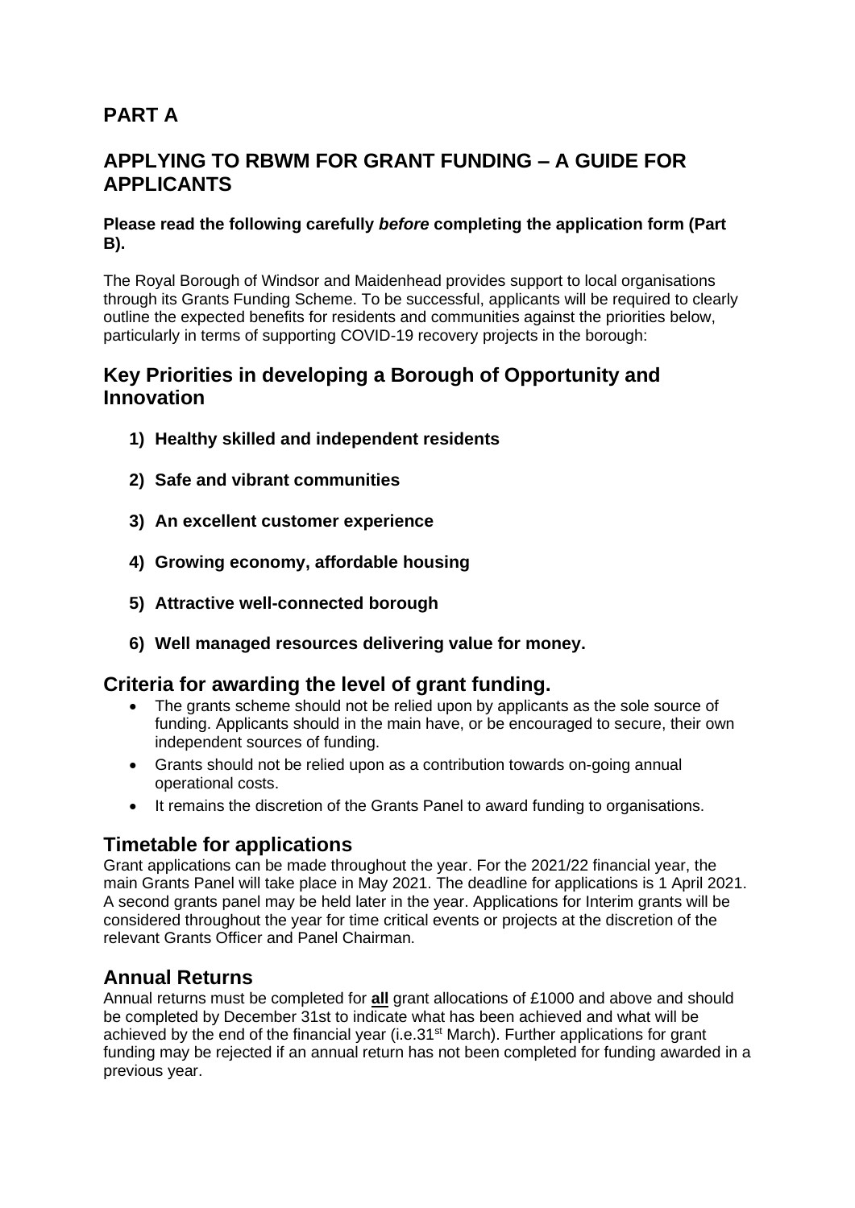## PART A

## APPLYING TO RBWM FOR GRANT FUNDING – A GUIDE FOR APPLICANTS

**Please read the following carefully *before* completing the application form (Part B).**

The Royal Borough of Windsor and Maidenhead provides support to local organisations through its Grants Funding Scheme. To be successful, applicants will be required to clearly outline the expected benefits for residents and communities against the priorities below, particularly in terms of supporting COVID-19 recovery projects in the borough:

## Key Priorities in developing a Borough of Opportunity and Innovation

1) **Healthy skilled and independent residents**
2) **Safe and vibrant communities**
3) **An excellent customer experience**
4) **Growing economy, affordable housing**
5) **Attractive well-connected borough**
6) **Well managed resources delivering value for money.**

## Criteria for awarding the level of grant funding.

- The grants scheme should not be relied upon by applicants as the sole source of funding. Applicants should in the main have, or be encouraged to secure, their own independent sources of funding.
- Grants should not be relied upon as a contribution towards on-going annual operational costs.
- It remains the discretion of the Grants Panel to award funding to organisations.

## Timetable for applications

Grant applications can be made throughout the year. For the 2021/22 financial year, the main Grants Panel will take place in May 2021. The deadline for applications is 1 April 2021. A second grants panel may be held later in the year. Applications for Interim grants will be considered throughout the year for time critical events or projects at the discretion of the relevant Grants Officer and Panel Chairman.

## Annual Returns

Annual returns must be completed for <u>**all**</u> grant allocations of £1000 and above and should be completed by December 31st to indicate what has been achieved and what will be achieved by the end of the financial year (i.e.31st March). Further applications for grant funding may be rejected if an annual return has not been completed for funding awarded in a previous year.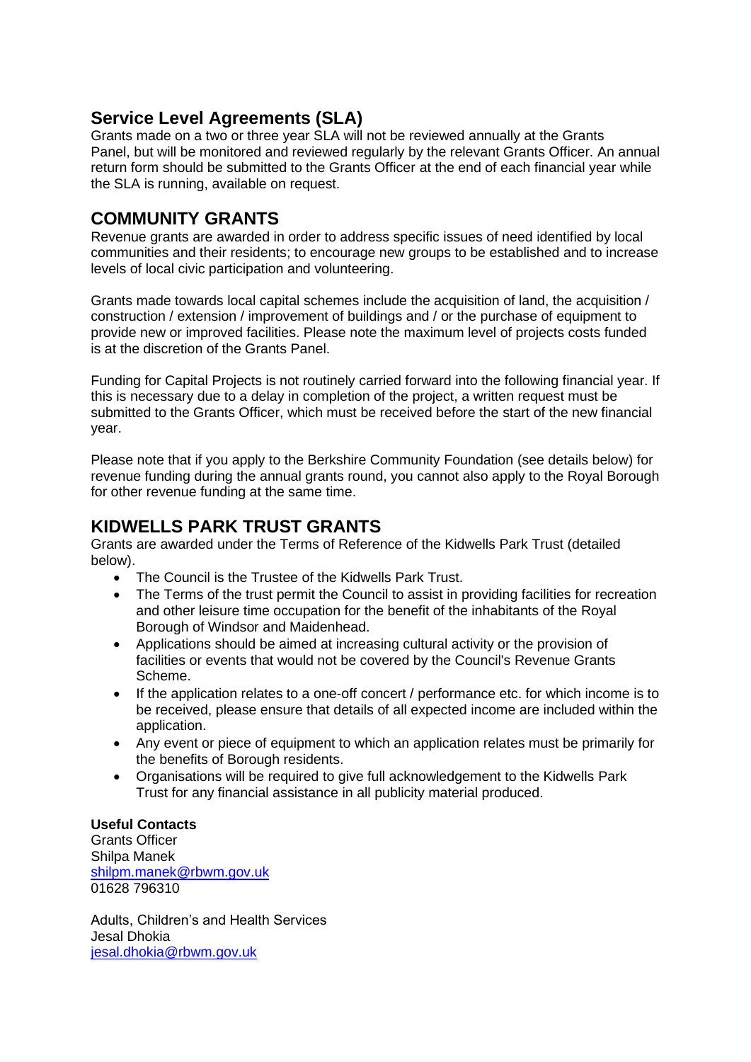## Service Level Agreements (SLA)

Grants made on a two or three year SLA will not be reviewed annually at the Grants Panel, but will be monitored and reviewed regularly by the relevant Grants Officer. An annual return form should be submitted to the Grants Officer at the end of each financial year while the SLA is running, available on request.

## COMMUNITY GRANTS

Revenue grants are awarded in order to address specific issues of need identified by local communities and their residents; to encourage new groups to be established and to increase levels of local civic participation and volunteering.

Grants made towards local capital schemes include the acquisition of land, the acquisition / construction / extension / improvement of buildings and / or the purchase of equipment to provide new or improved facilities. Please note the maximum level of projects costs funded is at the discretion of the Grants Panel.

Funding for Capital Projects is not routinely carried forward into the following financial year. If this is necessary due to a delay in completion of the project, a written request must be submitted to the Grants Officer, which must be received before the start of the new financial year.

Please note that if you apply to the Berkshire Community Foundation (see details below) for revenue funding during the annual grants round, you cannot also apply to the Royal Borough for other revenue funding at the same time.

## KIDWELLS PARK TRUST GRANTS

Grants are awarded under the Terms of Reference of the Kidwells Park Trust (detailed below).

- The Council is the Trustee of the Kidwells Park Trust.
- The Terms of the trust permit the Council to assist in providing facilities for recreation and other leisure time occupation for the benefit of the inhabitants of the Royal Borough of Windsor and Maidenhead.
- Applications should be aimed at increasing cultural activity or the provision of facilities or events that would not be covered by the Council's Revenue Grants Scheme.
- If the application relates to a one-off concert / performance etc. for which income is to be received, please ensure that details of all expected income are included within the application.
- Any event or piece of equipment to which an application relates must be primarily for the benefits of Borough residents.
- Organisations will be required to give full acknowledgement to the Kidwells Park Trust for any financial assistance in all publicity material produced.

**Useful Contacts**

Grants Officer
Shilpa Manek
shilpm.manek@rbwm.gov.uk
01628 796310

Adults, Children's and Health Services
Jesal Dhokia
jesal.dhokia@rbwm.gov.uk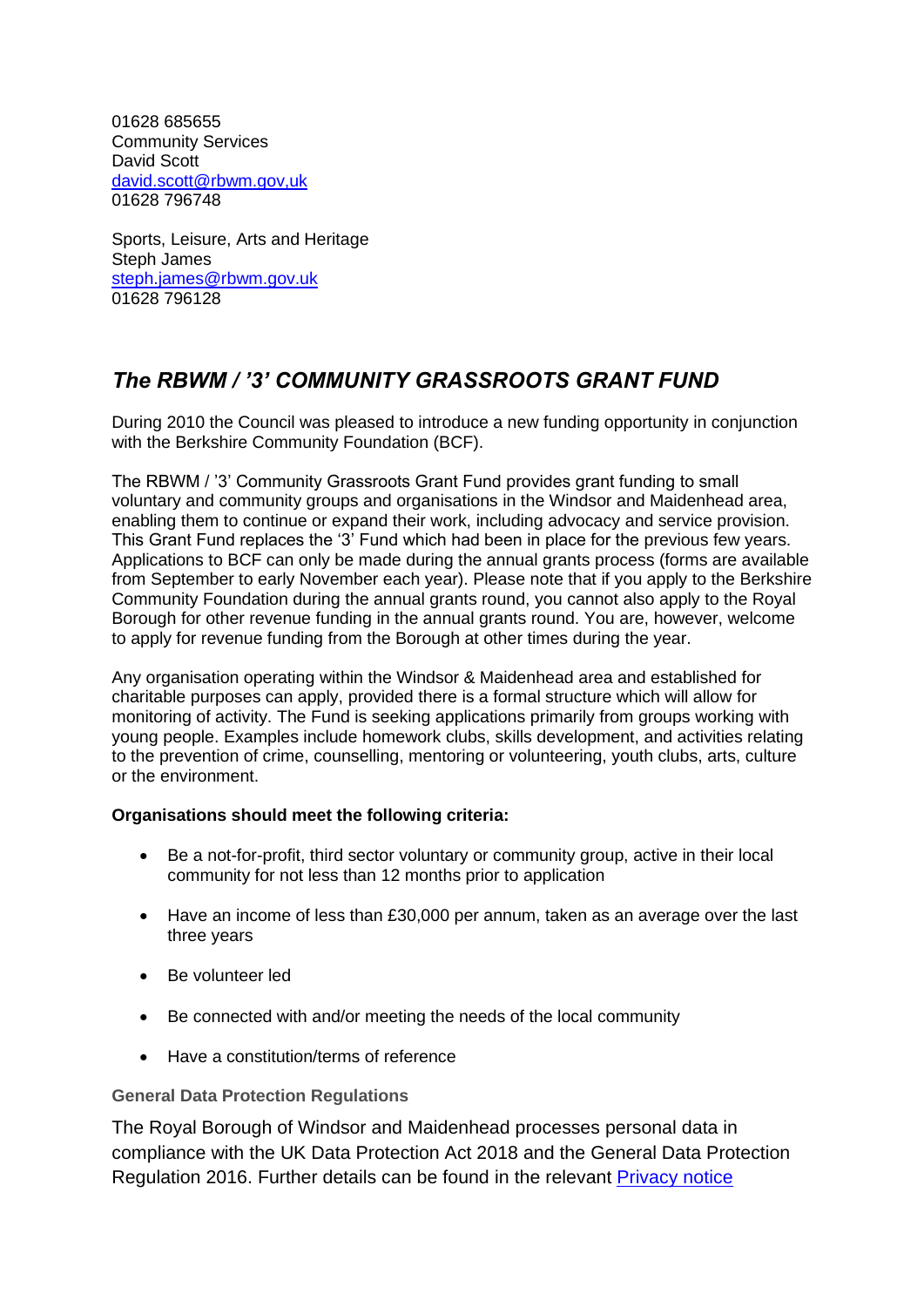01628 685655
Community Services
David Scott
[david.scott@rbwm.gov,uk](mailto:david.scott@rbwm.gov.uk)
01628 796748

Sports, Leisure, Arts and Heritage
Steph James
[steph.james@rbwm.gov.uk](mailto:steph.james@rbwm.gov.uk)
01628 796128

## *The RBWM / '3' COMMUNITY GRASSROOTS GRANT FUND*

During 2010 the Council was pleased to introduce a new funding opportunity in conjunction with the Berkshire Community Foundation (BCF).

The RBWM / '3' Community Grassroots Grant Fund provides grant funding to small voluntary and community groups and organisations in the Windsor and Maidenhead area, enabling them to continue or expand their work, including advocacy and service provision. This Grant Fund replaces the '3' Fund which had been in place for the previous few years. Applications to BCF can only be made during the annual grants process (forms are available from September to early November each year). Please note that if you apply to the Berkshire Community Foundation during the annual grants round, you cannot also apply to the Royal Borough for other revenue funding in the annual grants round. You are, however, welcome to apply for revenue funding from the Borough at other times during the year.

Any organisation operating within the Windsor & Maidenhead area and established for charitable purposes can apply, provided there is a formal structure which will allow for monitoring of activity. The Fund is seeking applications primarily from groups working with young people. Examples include homework clubs, skills development, and activities relating to the prevention of crime, counselling, mentoring or volunteering, youth clubs, arts, culture or the environment.

**Organisations should meet the following criteria:**

- Be a not-for-profit, third sector voluntary or community group, active in their local community for not less than 12 months prior to application
- Have an income of less than £30,000 per annum, taken as an average over the last three years
- Be volunteer led
- Be connected with and/or meeting the needs of the local community
- Have a constitution/terms of reference

#### General Data Protection Regulations

The Royal Borough of Windsor and Maidenhead processes personal data in compliance with the UK Data Protection Act 2018 and the General Data Protection Regulation 2016. Further details can be found in the relevant [Privacy notice]()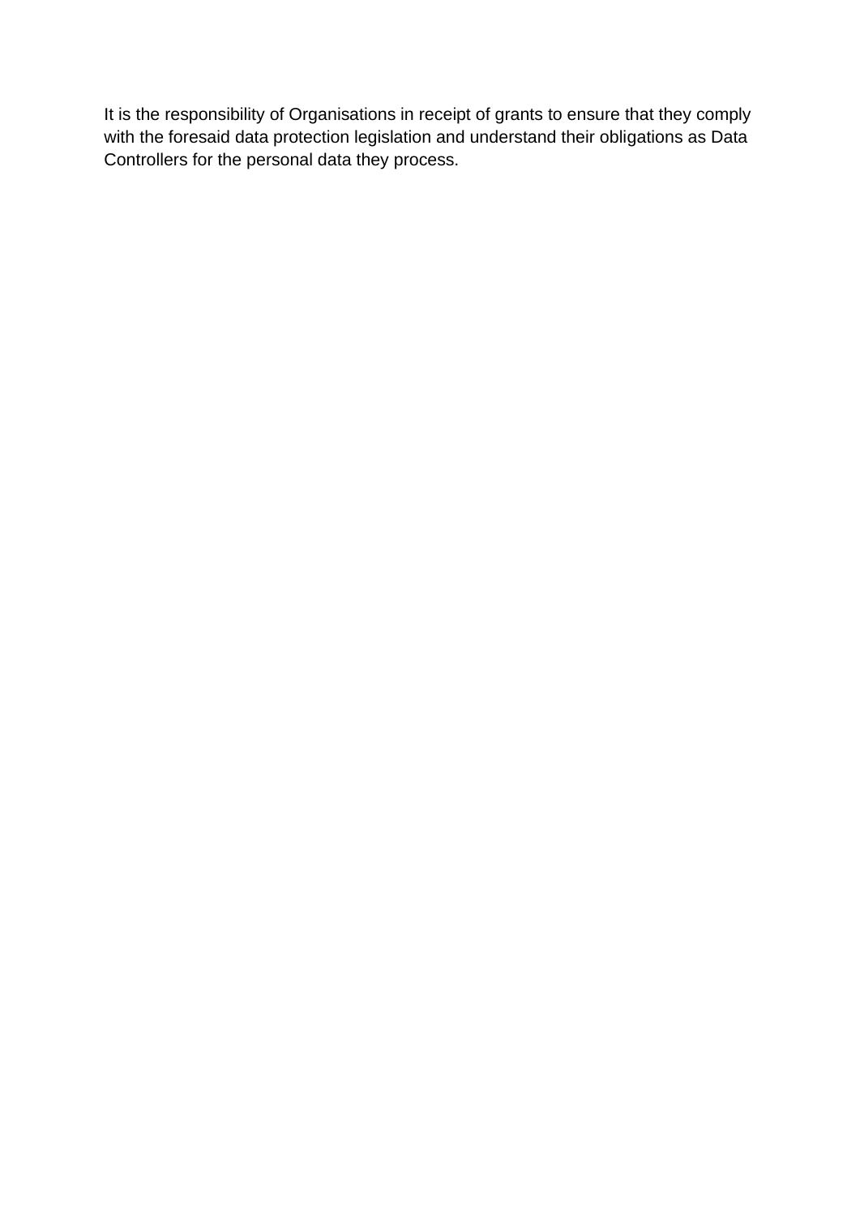It is the responsibility of Organisations in receipt of grants to ensure that they comply with the foresaid data protection legislation and understand their obligations as Data Controllers for the personal data they process.